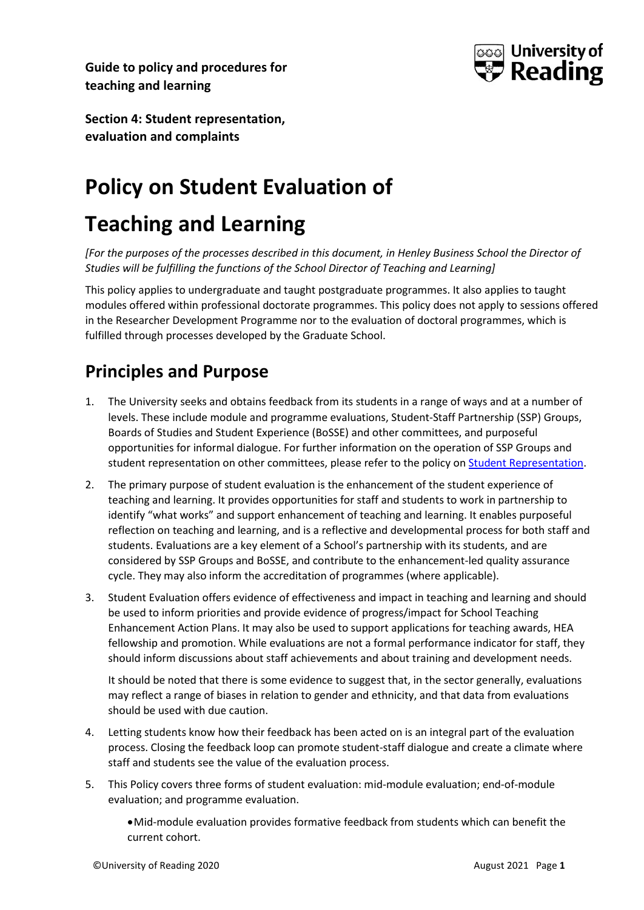**Guide to policy and procedures for teaching and learning**

**Section 4: Student representation, evaluation and complaints**

# Policy on Student Evaluation of Teaching and Learning

*[For the purposes of the processes described in this document, in Henley Business School the Director of Studies will be fulfilling the functions of the School Director of Teaching and Learning]*

This policy applies to undergraduate and taught postgraduate programmes. It also applies to taught modules offered within professional doctorate programmes. This policy does not apply to sessions offered in the Researcher Development Programme nor to the evaluation of doctoral programmes, which is fulfilled through processes developed by the Graduate School.

## Principles and Purpose

1. The University seeks and obtains feedback from its students in a range of ways and at a number of levels. These include module and programme evaluations, Student-Staff Partnership (SSP) Groups, Boards of Studies and Student Experience (BoSSE) and other committees, and purposeful opportunities for informal dialogue. For further information on the operation of SSP Groups and student representation on other committees, please refer to the policy on Student Representation.

2. The primary purpose of student evaluation is the enhancement of the student experience of teaching and learning. It provides opportunities for staff and students to work in partnership to identify "what works" and support enhancement of teaching and learning. It enables purposeful reflection on teaching and learning, and is a reflective and developmental process for both staff and students. Evaluations are a key element of a School's partnership with its students, and are considered by SSP Groups and BoSSE, and contribute to the enhancement-led quality assurance cycle. They may also inform the accreditation of programmes (where applicable).

3. Student Evaluation offers evidence of effectiveness and impact in teaching and learning and should be used to inform priorities and provide evidence of progress/impact for School Teaching Enhancement Action Plans. It may also be used to support applications for teaching awards, HEA fellowship and promotion. While evaluations are not a formal performance indicator for staff, they should inform discussions about staff achievements and about training and development needs.

   It should be noted that there is some evidence to suggest that, in the sector generally, evaluations may reflect a range of biases in relation to gender and ethnicity, and that data from evaluations should be used with due caution.

4. Letting students know how their feedback has been acted on is an integral part of the evaluation process. Closing the feedback loop can promote student-staff dialogue and create a climate where staff and students see the value of the evaluation process.

5. This Policy covers three forms of student evaluation: mid-module evaluation; end-of-module evaluation; and programme evaluation.

   - Mid-module evaluation provides formative feedback from students which can benefit the current cohort.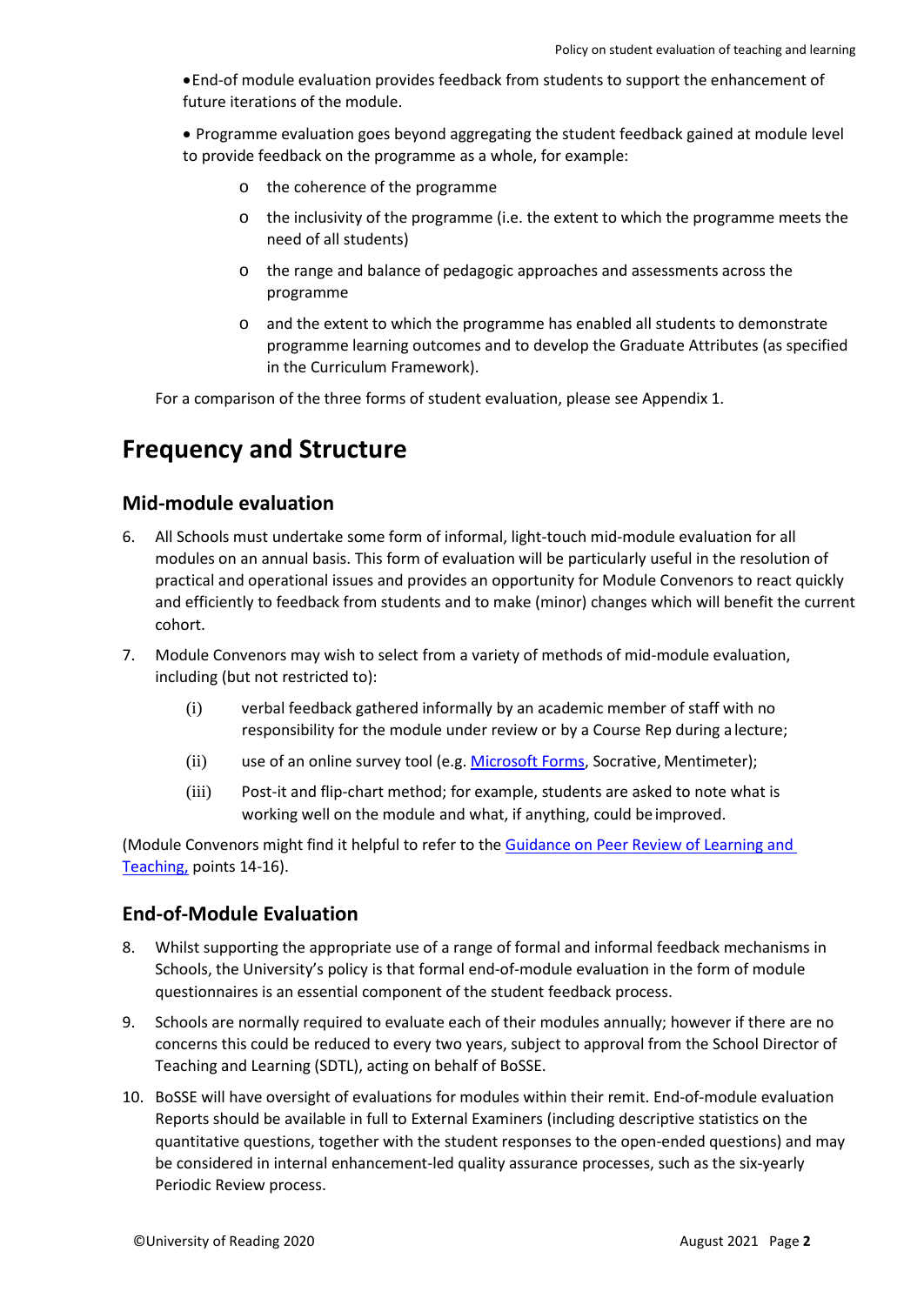- End-of module evaluation provides feedback from students to support the enhancement of future iterations of the module.

- Programme evaluation goes beyond aggregating the student feedback gained at module level to provide feedback on the programme as a whole, for example:
    - the coherence of the programme
    - the inclusivity of the programme (i.e. the extent to which the programme meets the need of all students)
    - the range and balance of pedagogic approaches and assessments across the programme
    - and the extent to which the programme has enabled all students to demonstrate programme learning outcomes and to develop the Graduate Attributes (as specified in the Curriculum Framework).

For a comparison of the three forms of student evaluation, please see Appendix 1.

# Frequency and Structure

## Mid-module evaluation

6. All Schools must undertake some form of informal, light-touch mid-module evaluation for all modules on an annual basis. This form of evaluation will be particularly useful in the resolution of practical and operational issues and provides an opportunity for Module Convenors to react quickly and efficiently to feedback from students and to make (minor) changes which will benefit the current cohort.

7. Module Convenors may wish to select from a variety of methods of mid-module evaluation, including (but not restricted to):

    (i) verbal feedback gathered informally by an academic member of staff with no responsibility for the module under review or by a Course Rep during a lecture;

    (ii) use of an online survey tool (e.g. Microsoft Forms, Socrative, Mentimeter);

    (iii) Post-it and flip-chart method; for example, students are asked to note what is working well on the module and what, if anything, could be improved.

(Module Convenors might find it helpful to refer to the Guidance on Peer Review of Learning and Teaching, points 14-16).

## End-of-Module Evaluation

8. Whilst supporting the appropriate use of a range of formal and informal feedback mechanisms in Schools, the University's policy is that formal end-of-module evaluation in the form of module questionnaires is an essential component of the student feedback process.

9. Schools are normally required to evaluate each of their modules annually; however if there are no concerns this could be reduced to every two years, subject to approval from the School Director of Teaching and Learning (SDTL), acting on behalf of BoSSE.

10. BoSSE will have oversight of evaluations for modules within their remit. End-of-module evaluation Reports should be available in full to External Examiners (including descriptive statistics on the quantitative questions, together with the student responses to the open-ended questions) and may be considered in internal enhancement-led quality assurance processes, such as the six-yearly Periodic Review process.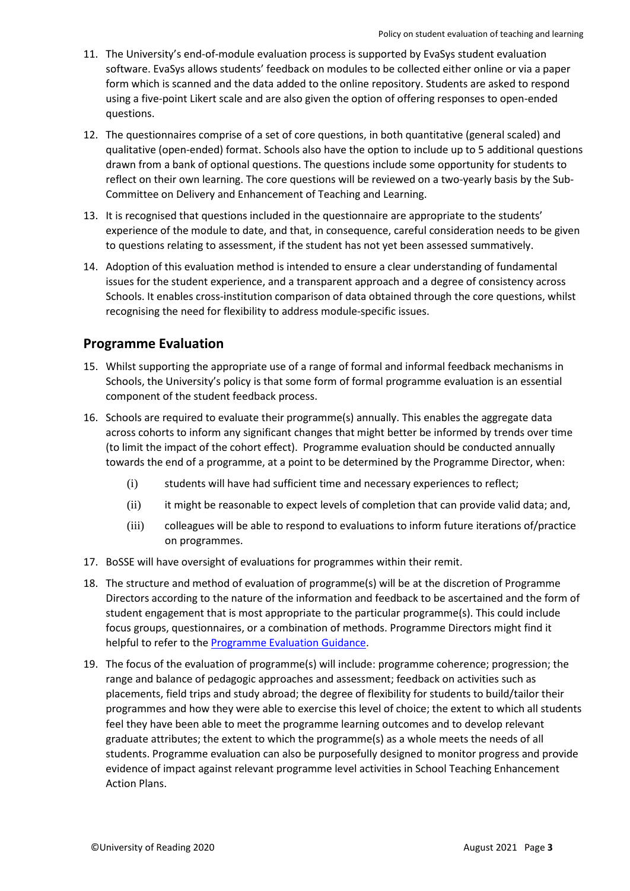11. The University's end-of-module evaluation process is supported by EvaSys student evaluation software. EvaSys allows students' feedback on modules to be collected either online or via a paper form which is scanned and the data added to the online repository. Students are asked to respond using a five-point Likert scale and are also given the option of offering responses to open-ended questions.
12. The questionnaires comprise of a set of core questions, in both quantitative (general scaled) and qualitative (open-ended) format. Schools also have the option to include up to 5 additional questions drawn from a bank of optional questions. The questions include some opportunity for students to reflect on their own learning. The core questions will be reviewed on a two-yearly basis by the Sub-Committee on Delivery and Enhancement of Teaching and Learning.
13. It is recognised that questions included in the questionnaire are appropriate to the students' experience of the module to date, and that, in consequence, careful consideration needs to be given to questions relating to assessment, if the student has not yet been assessed summatively.
14. Adoption of this evaluation method is intended to ensure a clear understanding of fundamental issues for the student experience, and a transparent approach and a degree of consistency across Schools. It enables cross-institution comparison of data obtained through the core questions, whilst recognising the need for flexibility to address module-specific issues.

## Programme Evaluation

15. Whilst supporting the appropriate use of a range of formal and informal feedback mechanisms in Schools, the University's policy is that some form of formal programme evaluation is an essential component of the student feedback process.
16. Schools are required to evaluate their programme(s) annually. This enables the aggregate data across cohorts to inform any significant changes that might better be informed by trends over time (to limit the impact of the cohort effect). Programme evaluation should be conducted annually towards the end of a programme, at a point to be determined by the Programme Director, when:
    (i) students will have had sufficient time and necessary experiences to reflect;
    (ii) it might be reasonable to expect levels of completion that can provide valid data; and,
    (iii) colleagues will be able to respond to evaluations to inform future iterations of/practice on programmes.
17. BoSSE will have oversight of evaluations for programmes within their remit.
18. The structure and method of evaluation of programme(s) will be at the discretion of Programme Directors according to the nature of the information and feedback to be ascertained and the form of student engagement that is most appropriate to the particular programme(s). This could include focus groups, questionnaires, or a combination of methods. Programme Directors might find it helpful to refer to the Programme Evaluation Guidance.
19. The focus of the evaluation of programme(s) will include: programme coherence; progression; the range and balance of pedagogic approaches and assessment; feedback on activities such as placements, field trips and study abroad; the degree of flexibility for students to build/tailor their programmes and how they were able to exercise this level of choice; the extent to which all students feel they have been able to meet the programme learning outcomes and to develop relevant graduate attributes; the extent to which the programme(s) as a whole meets the needs of all students. Programme evaluation can also be purposefully designed to monitor progress and provide evidence of impact against relevant programme level activities in School Teaching Enhancement Action Plans.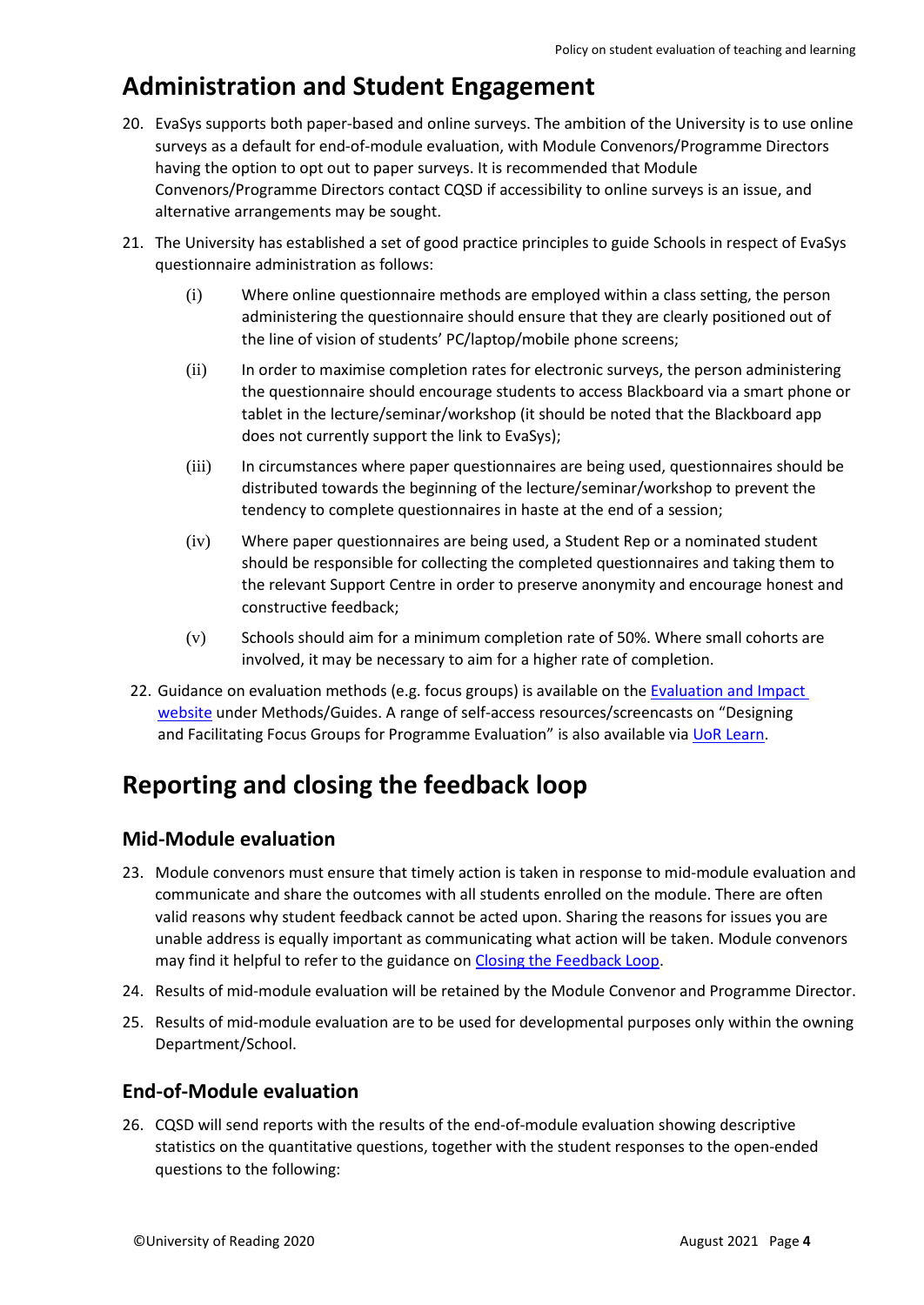## Administration and Student Engagement

20. EvaSys supports both paper-based and online surveys. The ambition of the University is to use online surveys as a default for end-of-module evaluation, with Module Convenors/Programme Directors having the option to opt out to paper surveys. It is recommended that Module Convenors/Programme Directors contact CQSD if accessibility to online surveys is an issue, and alternative arrangements may be sought.

21. The University has established a set of good practice principles to guide Schools in respect of EvaSys questionnaire administration as follows:

    (i) Where online questionnaire methods are employed within a class setting, the person administering the questionnaire should ensure that they are clearly positioned out of the line of vision of students' PC/laptop/mobile phone screens;

    (ii) In order to maximise completion rates for electronic surveys, the person administering the questionnaire should encourage students to access Blackboard via a smart phone or tablet in the lecture/seminar/workshop (it should be noted that the Blackboard app does not currently support the link to EvaSys);

    (iii) In circumstances where paper questionnaires are being used, questionnaires should be distributed towards the beginning of the lecture/seminar/workshop to prevent the tendency to complete questionnaires in haste at the end of a session;

    (iv) Where paper questionnaires are being used, a Student Rep or a nominated student should be responsible for collecting the completed questionnaires and taking them to the relevant Support Centre in order to preserve anonymity and encourage honest and constructive feedback;

    (v) Schools should aim for a minimum completion rate of 50%. Where small cohorts are involved, it may be necessary to aim for a higher rate of completion.

22. Guidance on evaluation methods (e.g. focus groups) is available on the [Evaluation and Impact website] under Methods/Guides. A range of self-access resources/screencasts on "Designing and Facilitating Focus Groups for Programme Evaluation" is also available via [UoR Learn].

## Reporting and closing the feedback loop

### Mid-Module evaluation

23. Module convenors must ensure that timely action is taken in response to mid-module evaluation and communicate and share the outcomes with all students enrolled on the module. There are often valid reasons why student feedback cannot be acted upon. Sharing the reasons for issues you are unable address is equally important as communicating what action will be taken. Module convenors may find it helpful to refer to the guidance on [Closing the Feedback Loop].

24. Results of mid-module evaluation will be retained by the Module Convenor and Programme Director.

25. Results of mid-module evaluation are to be used for developmental purposes only within the owning Department/School.

### End-of-Module evaluation

26. CQSD will send reports with the results of the end-of-module evaluation showing descriptive statistics on the quantitative questions, together with the student responses to the open-ended questions to the following: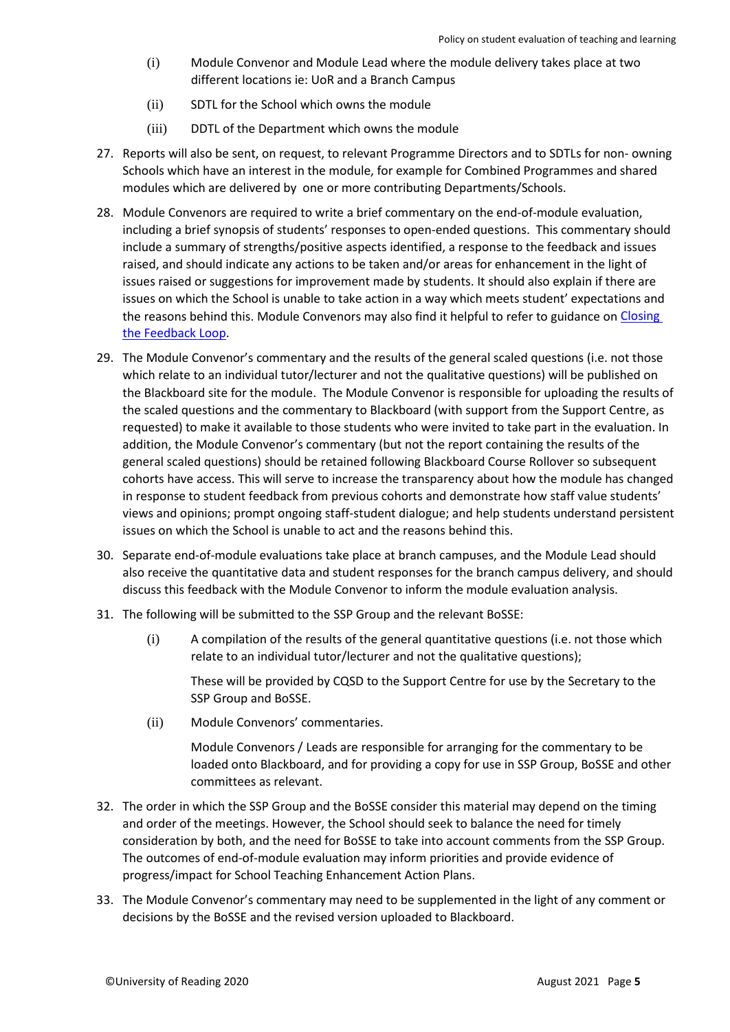(i) Module Convenor and Module Lead where the module delivery takes place at two different locations ie: UoR and a Branch Campus

(ii) SDTL for the School which owns the module

(iii) DDTL of the Department which owns the module

27. Reports will also be sent, on request, to relevant Programme Directors and to SDTLs for non- owning Schools which have an interest in the module, for example for Combined Programmes and shared modules which are delivered by one or more contributing Departments/Schools.

28. Module Convenors are required to write a brief commentary on the end-of-module evaluation, including a brief synopsis of students' responses to open-ended questions. This commentary should include a summary of strengths/positive aspects identified, a response to the feedback and issues raised, and should indicate any actions to be taken and/or areas for enhancement in the light of issues raised or suggestions for improvement made by students. It should also explain if there are issues on which the School is unable to take action in a way which meets student' expectations and the reasons behind this. Module Convenors may also find it helpful to refer to guidance on [Closing the Feedback Loop](#).

29. The Module Convenor's commentary and the results of the general scaled questions (i.e. not those which relate to an individual tutor/lecturer and not the qualitative questions) will be published on the Blackboard site for the module. The Module Convenor is responsible for uploading the results of the scaled questions and the commentary to Blackboard (with support from the Support Centre, as requested) to make it available to those students who were invited to take part in the evaluation. In addition, the Module Convenor's commentary (but not the report containing the results of the general scaled questions) should be retained following Blackboard Course Rollover so subsequent cohorts have access. This will serve to increase the transparency about how the module has changed in response to student feedback from previous cohorts and demonstrate how staff value students' views and opinions; prompt ongoing staff-student dialogue; and help students understand persistent issues on which the School is unable to act and the reasons behind this.

30. Separate end-of-module evaluations take place at branch campuses, and the Module Lead should also receive the quantitative data and student responses for the branch campus delivery, and should discuss this feedback with the Module Convenor to inform the module evaluation analysis.

31. The following will be submitted to the SSP Group and the relevant BoSSE:

    (i) A compilation of the results of the general quantitative questions (i.e. not those which relate to an individual tutor/lecturer and not the qualitative questions);

    These will be provided by CQSD to the Support Centre for use by the Secretary to the SSP Group and BoSSE.

    (ii) Module Convenors' commentaries.

    Module Convenors / Leads are responsible for arranging for the commentary to be loaded onto Blackboard, and for providing a copy for use in SSP Group, BoSSE and other committees as relevant.

32. The order in which the SSP Group and the BoSSE consider this material may depend on the timing and order of the meetings. However, the School should seek to balance the need for timely consideration by both, and the need for BoSSE to take into account comments from the SSP Group. The outcomes of end-of-module evaluation may inform priorities and provide evidence of progress/impact for School Teaching Enhancement Action Plans.

33. The Module Convenor's commentary may need to be supplemented in the light of any comment or decisions by the BoSSE and the revised version uploaded to Blackboard.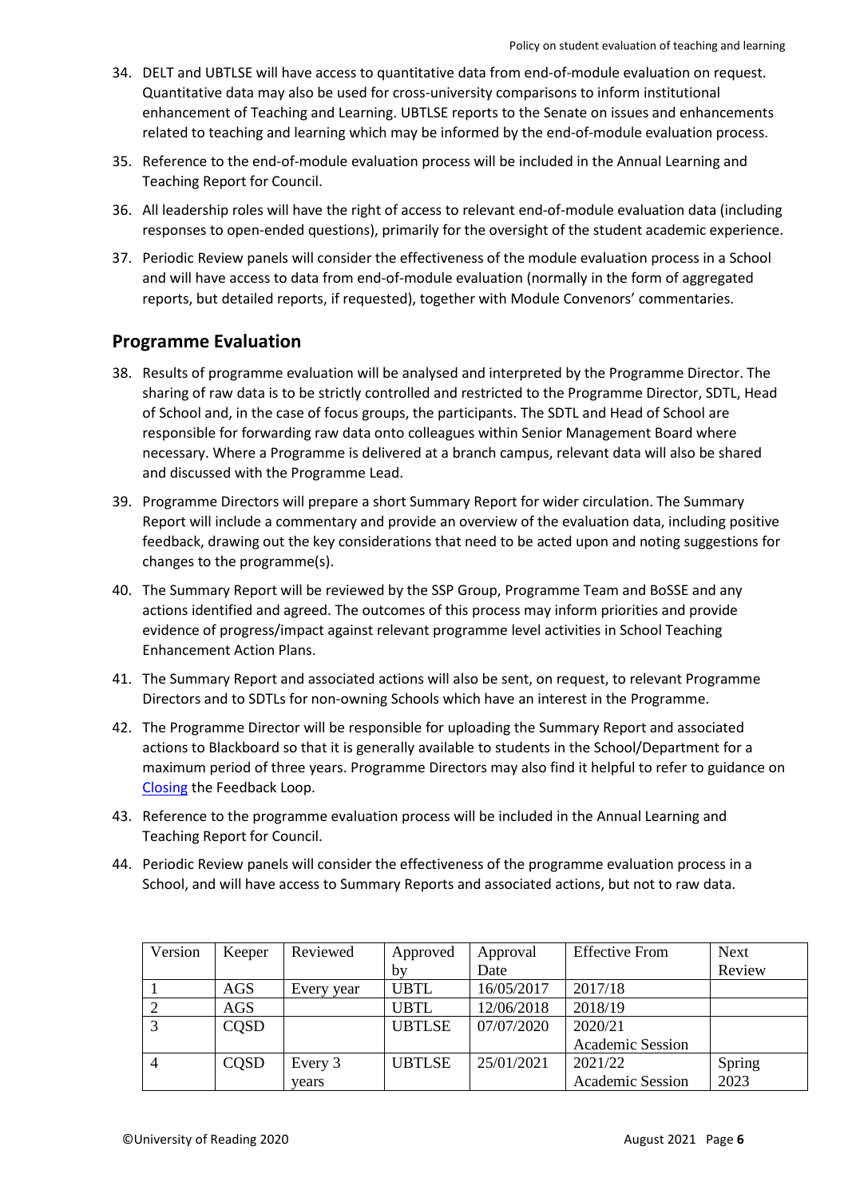34. DELT and UBTLSE will have access to quantitative data from end-of-module evaluation on request. Quantitative data may also be used for cross-university comparisons to inform institutional enhancement of Teaching and Learning. UBTLSE reports to the Senate on issues and enhancements related to teaching and learning which may be informed by the end-of-module evaluation process.

35. Reference to the end-of-module evaluation process will be included in the Annual Learning and Teaching Report for Council.

36. All leadership roles will have the right of access to relevant end-of-module evaluation data (including responses to open-ended questions), primarily for the oversight of the student academic experience.

37. Periodic Review panels will consider the effectiveness of the module evaluation process in a School and will have access to data from end-of-module evaluation (normally in the form of aggregated reports, but detailed reports, if requested), together with Module Convenors' commentaries.

## Programme Evaluation

38. Results of programme evaluation will be analysed and interpreted by the Programme Director. The sharing of raw data is to be strictly controlled and restricted to the Programme Director, SDTL, Head of School and, in the case of focus groups, the participants. The SDTL and Head of School are responsible for forwarding raw data onto colleagues within Senior Management Board where necessary. Where a Programme is delivered at a branch campus, relevant data will also be shared and discussed with the Programme Lead.

39. Programme Directors will prepare a short Summary Report for wider circulation. The Summary Report will include a commentary and provide an overview of the evaluation data, including positive feedback, drawing out the key considerations that need to be acted upon and noting suggestions for changes to the programme(s).

40. The Summary Report will be reviewed by the SSP Group, Programme Team and BoSSE and any actions identified and agreed. The outcomes of this process may inform priorities and provide evidence of progress/impact against relevant programme level activities in School Teaching Enhancement Action Plans.

41. The Summary Report and associated actions will also be sent, on request, to relevant Programme Directors and to SDTLs for non-owning Schools which have an interest in the Programme.

42. The Programme Director will be responsible for uploading the Summary Report and associated actions to Blackboard so that it is generally available to students in the School/Department for a maximum period of three years. Programme Directors may also find it helpful to refer to guidance on Closing the Feedback Loop.

43. Reference to the programme evaluation process will be included in the Annual Learning and Teaching Report for Council.

44. Periodic Review panels will consider the effectiveness of the programme evaluation process in a School, and will have access to Summary Reports and associated actions, but not to raw data.

| Version | Keeper | Reviewed | Approved by | Approval Date | Effective From | Next Review |
|---|---|---|---|---|---|---|
| 1 | AGS | Every year | UBTL | 16/05/2017 | 2017/18 | |
| 2 | AGS | | UBTL | 12/06/2018 | 2018/19 | |
| 3 | CQSD | | UBTLSE | 07/07/2020 | 2020/21 Academic Session | |
| 4 | CQSD | Every 3 years | UBTLSE | 25/01/2021 | 2021/22 Academic Session | Spring 2023 |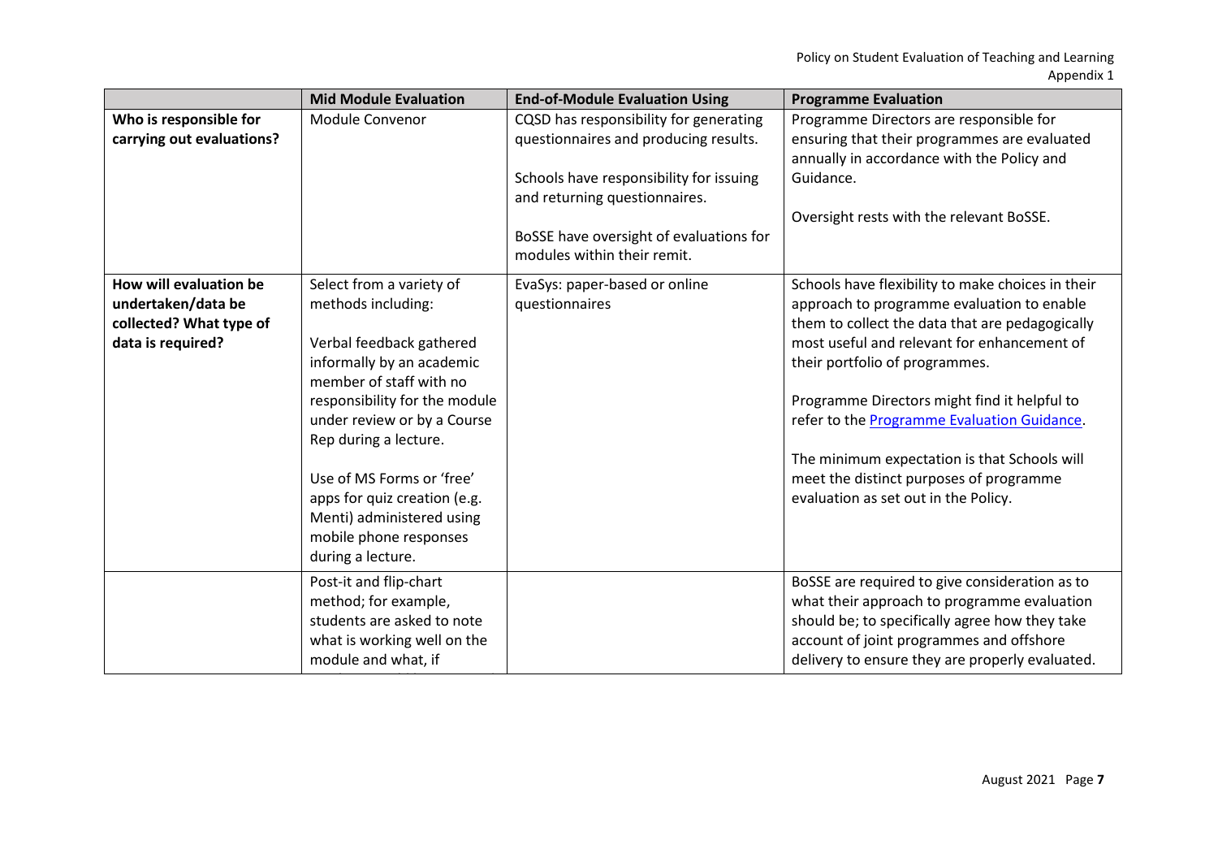| | Mid Module Evaluation | End-of-Module Evaluation Using | Programme Evaluation |
|---|---|---|---|
| **Who is responsible for carrying out evaluations?** | Module Convenor | CQSD has responsibility for generating questionnaires and producing results.<br><br>Schools have responsibility for issuing and returning questionnaires.<br><br>BoSSE have oversight of evaluations for modules within their remit. | Programme Directors are responsible for ensuring that their programmes are evaluated annually in accordance with the Policy and Guidance.<br><br>Oversight rests with the relevant BoSSE. |
| **How will evaluation be undertaken/data be collected? What type of data is required?** | Select from a variety of methods including:<br><br>Verbal feedback gathered informally by an academic member of staff with no responsibility for the module under review or by a Course Rep during a lecture.<br><br>Use of MS Forms or 'free' apps for quiz creation (e.g. Menti) administered using mobile phone responses during a lecture. | EvaSys: paper-based or online questionnaires | Schools have flexibility to make choices in their approach to programme evaluation to enable them to collect the data that are pedagogically most useful and relevant for enhancement of their portfolio of programmes.<br><br>Programme Directors might find it helpful to refer to the Programme Evaluation Guidance.<br><br>The minimum expectation is that Schools will meet the distinct purposes of programme evaluation as set out in the Policy. |
| | Post-it and flip-chart method; for example, students are asked to note what is working well on the module and what, if | | BoSSE are required to give consideration as to what their approach to programme evaluation should be; to specifically agree how they take account of joint programmes and offshore delivery to ensure they are properly evaluated. |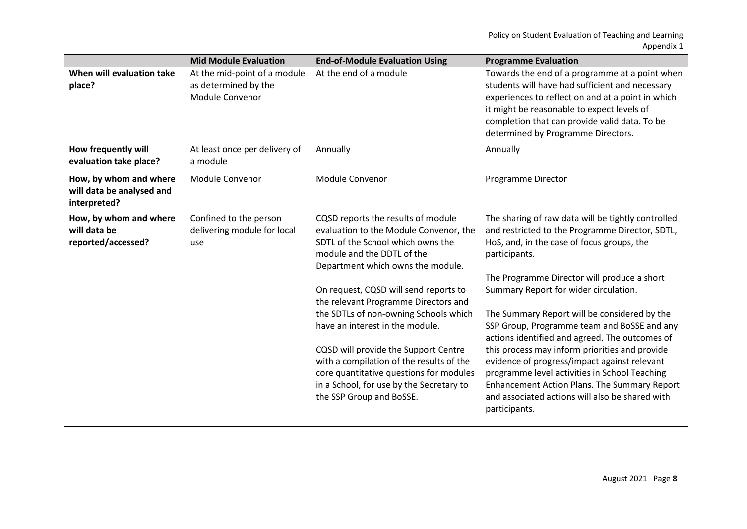| | Mid Module Evaluation | End-of-Module Evaluation Using | Programme Evaluation |
|---|---|---|---|
| **When will evaluation take place?** | At the mid-point of a module as determined by the Module Convenor | At the end of a module | Towards the end of a programme at a point when students will have had sufficient and necessary experiences to reflect on and at a point in which it might be reasonable to expect levels of completion that can provide valid data. To be determined by Programme Directors. |
| **How frequently will evaluation take place?** | At least once per delivery of a module | Annually | Annually |
| **How, by whom and where will data be analysed and interpreted?** | Module Convenor | Module Convenor | Programme Director |
| **How, by whom and where will data be reported/accessed?** | Confined to the person delivering module for local use | CQSD reports the results of module evaluation to the Module Convenor, the SDTL of the School which owns the module and the DDTL of the Department which owns the module.<br><br>On request, CQSD will send reports to the relevant Programme Directors and the SDTLs of non-owning Schools which have an interest in the module.<br><br>CQSD will provide the Support Centre with a compilation of the results of the core quantitative questions for modules in a School, for use by the Secretary to the SSP Group and BoSSE. | The sharing of raw data will be tightly controlled and restricted to the Programme Director, SDTL, HoS, and, in the case of focus groups, the participants.<br><br>The Programme Director will produce a short Summary Report for wider circulation.<br><br>The Summary Report will be considered by the SSP Group, Programme team and BoSSE and any actions identified and agreed. The outcomes of this process may inform priorities and provide evidence of progress/impact against relevant programme level activities in School Teaching Enhancement Action Plans. The Summary Report and associated actions will also be shared with participants. |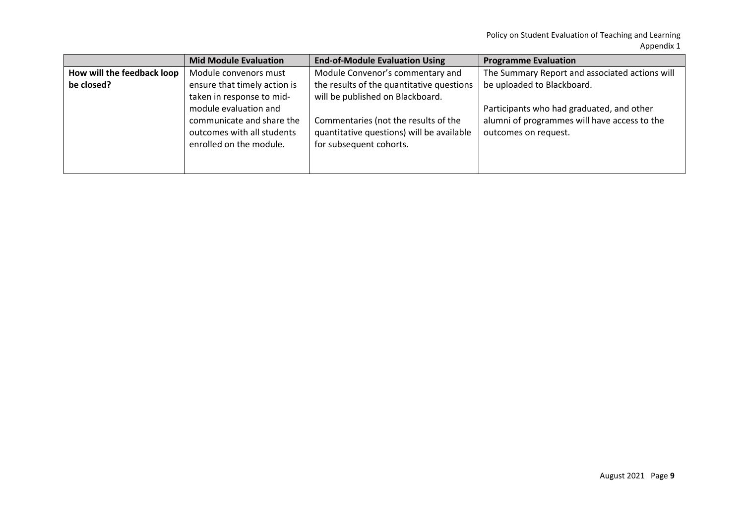| | Mid Module Evaluation | End-of-Module Evaluation Using | Programme Evaluation |
|---|---|---|---|
| **How will the feedback loop be closed?** | Module convenors must ensure that timely action is taken in response to mid-module evaluation and communicate and share the outcomes with all students enrolled on the module. | Module Convenor's commentary and the results of the quantitative questions will be published on Blackboard.<br><br>Commentaries (not the results of the quantitative questions) will be available for subsequent cohorts. | The Summary Report and associated actions will be uploaded to Blackboard.<br><br>Participants who had graduated, and other alumni of programmes will have access to the outcomes on request. |